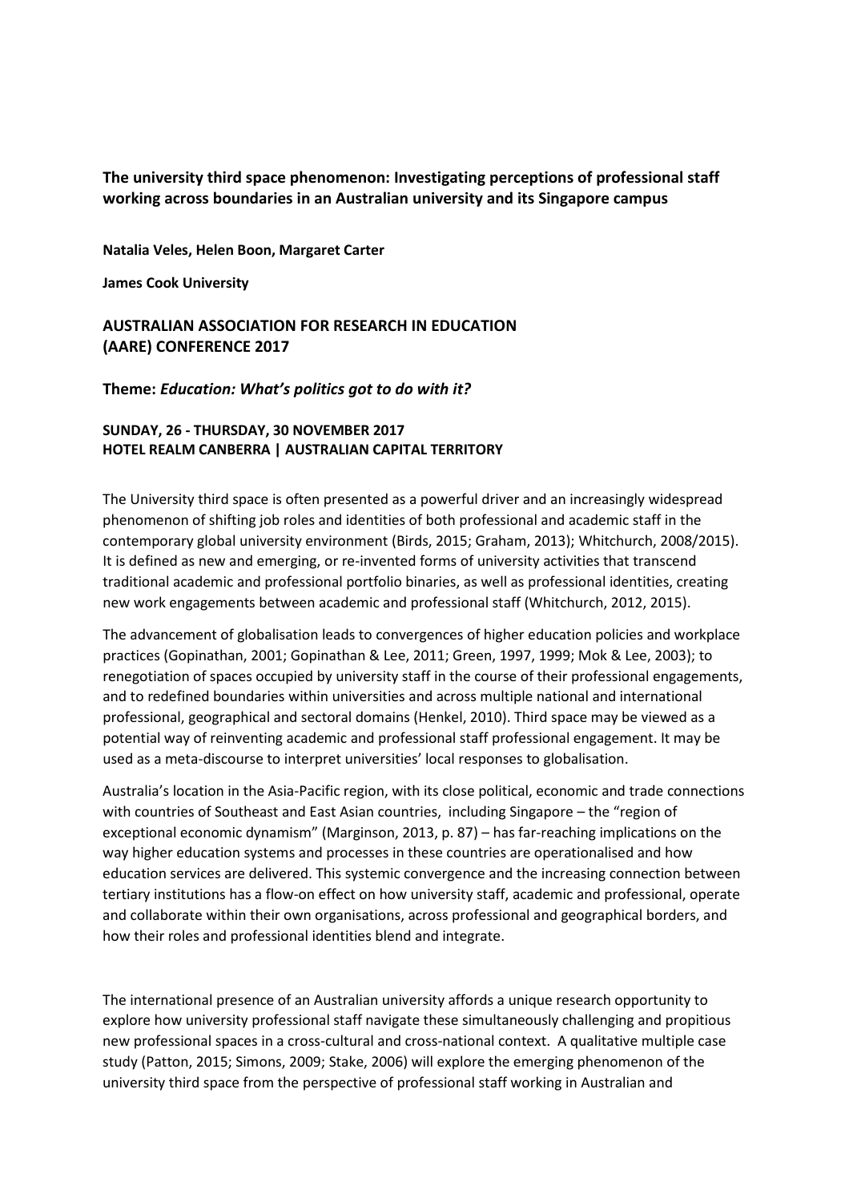**The university third space phenomenon: Investigating perceptions of professional staff working across boundaries in an Australian university and its Singapore campus**

**Natalia Veles, Helen Boon, Margaret Carter**

**James Cook University**

**AUSTRALIAN ASSOCIATION FOR RESEARCH IN EDUCATION (AARE) CONFERENCE 2017**

**Theme:** ***Education: What's politics got to do with it?***

**SUNDAY, 26 - THURSDAY, 30 NOVEMBER 2017**
**HOTEL REALM CANBERRA | AUSTRALIAN CAPITAL TERRITORY**

The University third space is often presented as a powerful driver and an increasingly widespread phenomenon of shifting job roles and identities of both professional and academic staff in the contemporary global university environment (Birds, 2015; Graham, 2013); Whitchurch, 2008/2015). It is defined as new and emerging, or re-invented forms of university activities that transcend traditional academic and professional portfolio binaries, as well as professional identities, creating new work engagements between academic and professional staff (Whitchurch, 2012, 2015).

The advancement of globalisation leads to convergences of higher education policies and workplace practices (Gopinathan, 2001; Gopinathan & Lee, 2011; Green, 1997, 1999; Mok & Lee, 2003); to renegotiation of spaces occupied by university staff in the course of their professional engagements, and to redefined boundaries within universities and across multiple national and international professional, geographical and sectoral domains (Henkel, 2010). Third space may be viewed as a potential way of reinventing academic and professional staff professional engagement. It may be used as a meta-discourse to interpret universities' local responses to globalisation.

Australia's location in the Asia-Pacific region, with its close political, economic and trade connections with countries of Southeast and East Asian countries, including Singapore – the "region of exceptional economic dynamism" (Marginson, 2013, p. 87) – has far-reaching implications on the way higher education systems and processes in these countries are operationalised and how education services are delivered. This systemic convergence and the increasing connection between tertiary institutions has a flow-on effect on how university staff, academic and professional, operate and collaborate within their own organisations, across professional and geographical borders, and how their roles and professional identities blend and integrate.

The international presence of an Australian university affords a unique research opportunity to explore how university professional staff navigate these simultaneously challenging and propitious new professional spaces in a cross-cultural and cross-national context. A qualitative multiple case study (Patton, 2015; Simons, 2009; Stake, 2006) will explore the emerging phenomenon of the university third space from the perspective of professional staff working in Australian and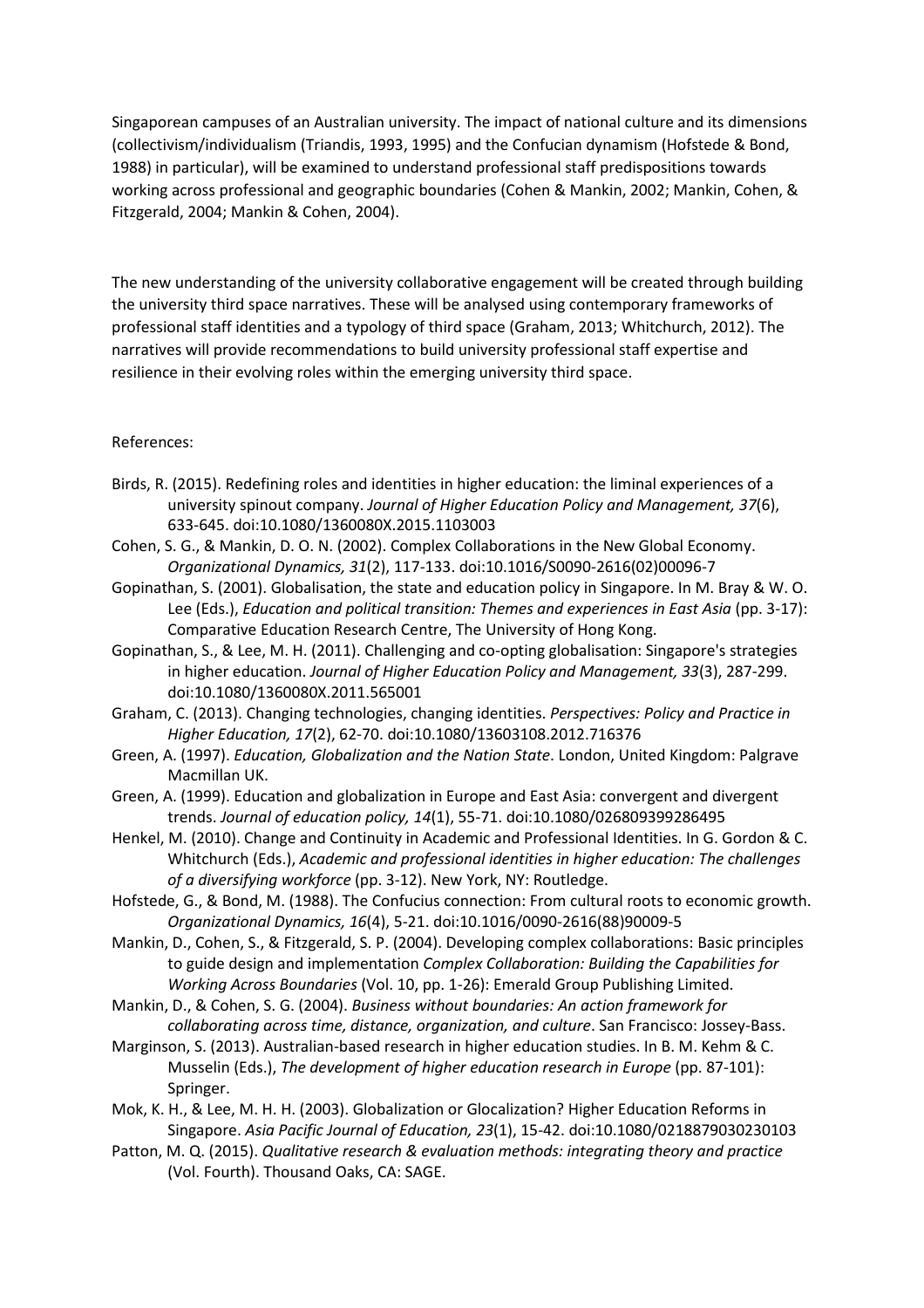Singaporean campuses of an Australian university. The impact of national culture and its dimensions (collectivism/individualism (Triandis, 1993, 1995) and the Confucian dynamism (Hofstede & Bond, 1988) in particular), will be examined to understand professional staff predispositions towards working across professional and geographic boundaries (Cohen & Mankin, 2002; Mankin, Cohen, & Fitzgerald, 2004; Mankin & Cohen, 2004).

The new understanding of the university collaborative engagement will be created through building the university third space narratives. These will be analysed using contemporary frameworks of professional staff identities and a typology of third space (Graham, 2013; Whitchurch, 2012). The narratives will provide recommendations to build university professional staff expertise and resilience in their evolving roles within the emerging university third space.

References:

Birds, R. (2015). Redefining roles and identities in higher education: the liminal experiences of a university spinout company. *Journal of Higher Education Policy and Management, 37*(6), 633-645. doi:10.1080/1360080X.2015.1103003

Cohen, S. G., & Mankin, D. O. N. (2002). Complex Collaborations in the New Global Economy. *Organizational Dynamics, 31*(2), 117-133. doi:10.1016/S0090-2616(02)00096-7

Gopinathan, S. (2001). Globalisation, the state and education policy in Singapore. In M. Bray & W. O. Lee (Eds.), *Education and political transition: Themes and experiences in East Asia* (pp. 3-17): Comparative Education Research Centre, The University of Hong Kong.

Gopinathan, S., & Lee, M. H. (2011). Challenging and co-opting globalisation: Singapore's strategies in higher education. *Journal of Higher Education Policy and Management, 33*(3), 287-299. doi:10.1080/1360080X.2011.565001

Graham, C. (2013). Changing technologies, changing identities. *Perspectives: Policy and Practice in Higher Education, 17*(2), 62-70. doi:10.1080/13603108.2012.716376

Green, A. (1997). *Education, Globalization and the Nation State*. London, United Kingdom: Palgrave Macmillan UK.

Green, A. (1999). Education and globalization in Europe and East Asia: convergent and divergent trends. *Journal of education policy, 14*(1), 55-71. doi:10.1080/026809399286495

Henkel, M. (2010). Change and Continuity in Academic and Professional Identities. In G. Gordon & C. Whitchurch (Eds.), *Academic and professional identities in higher education: The challenges of a diversifying workforce* (pp. 3-12). New York, NY: Routledge.

Hofstede, G., & Bond, M. (1988). The Confucius connection: From cultural roots to economic growth. *Organizational Dynamics, 16*(4), 5-21. doi:10.1016/0090-2616(88)90009-5

Mankin, D., Cohen, S., & Fitzgerald, S. P. (2004). Developing complex collaborations: Basic principles to guide design and implementation *Complex Collaboration: Building the Capabilities for Working Across Boundaries* (Vol. 10, pp. 1-26): Emerald Group Publishing Limited.

Mankin, D., & Cohen, S. G. (2004). *Business without boundaries: An action framework for collaborating across time, distance, organization, and culture*. San Francisco: Jossey-Bass.

Marginson, S. (2013). Australian-based research in higher education studies. In B. M. Kehm & C. Musselin (Eds.), *The development of higher education research in Europe* (pp. 87-101): Springer.

Mok, K. H., & Lee, M. H. H. (2003). Globalization or Glocalization? Higher Education Reforms in Singapore. *Asia Pacific Journal of Education, 23*(1), 15-42. doi:10.1080/0218879030230103

Patton, M. Q. (2015). *Qualitative research & evaluation methods: integrating theory and practice* (Vol. Fourth). Thousand Oaks, CA: SAGE.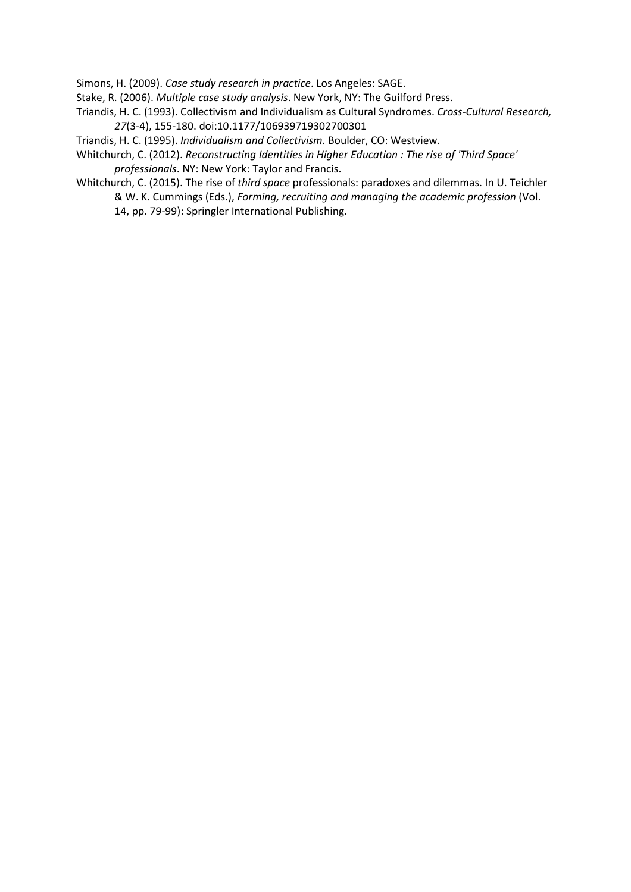Simons, H. (2009). *Case study research in practice*. Los Angeles: SAGE.

Stake, R. (2006). *Multiple case study analysis*. New York, NY: The Guilford Press.

Triandis, H. C. (1993). Collectivism and Individualism as Cultural Syndromes. *Cross-Cultural Research, 27*(3-4), 155-180. doi:10.1177/106939719302700301

Triandis, H. C. (1995). *Individualism and Collectivism*. Boulder, CO: Westview.

Whitchurch, C. (2012). *Reconstructing Identities in Higher Education : The rise of 'Third Space' professionals*. NY: New York: Taylor and Francis.

Whitchurch, C. (2015). The rise of *third space* professionals: paradoxes and dilemmas. In U. Teichler & W. K. Cummings (Eds.), *Forming, recruiting and managing the academic profession* (Vol. 14, pp. 79-99): Springler International Publishing.